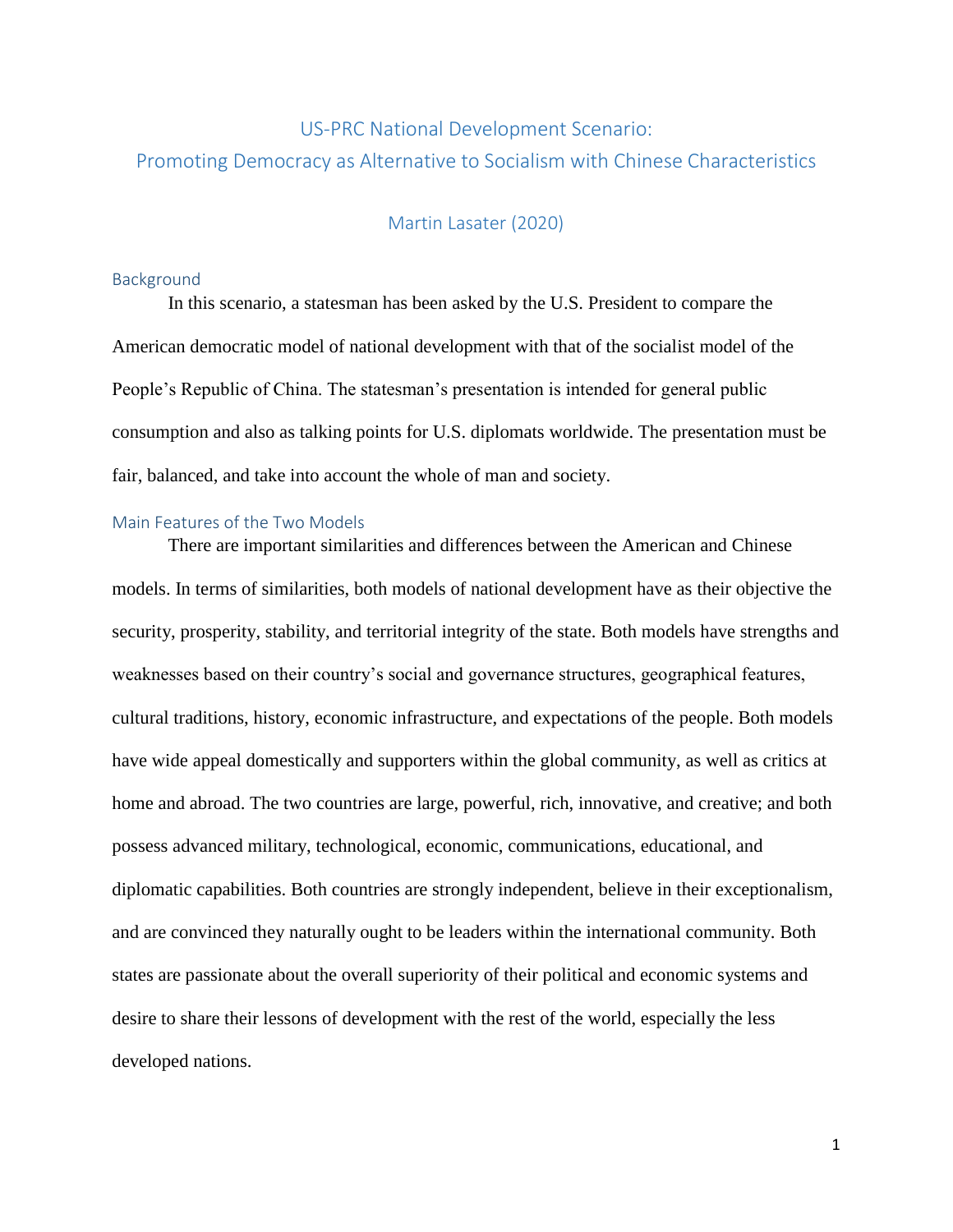# US-PRC National Development Scenario:
# Promoting Democracy as Alternative to Socialism with Chinese Characteristics

Martin Lasater (2020)

## Background

In this scenario, a statesman has been asked by the U.S. President to compare the American democratic model of national development with that of the socialist model of the People's Republic of China. The statesman's presentation is intended for general public consumption and also as talking points for U.S. diplomats worldwide. The presentation must be fair, balanced, and take into account the whole of man and society.

## Main Features of the Two Models

There are important similarities and differences between the American and Chinese models. In terms of similarities, both models of national development have as their objective the security, prosperity, stability, and territorial integrity of the state. Both models have strengths and weaknesses based on their country's social and governance structures, geographical features, cultural traditions, history, economic infrastructure, and expectations of the people. Both models have wide appeal domestically and supporters within the global community, as well as critics at home and abroad. The two countries are large, powerful, rich, innovative, and creative; and both possess advanced military, technological, economic, communications, educational, and diplomatic capabilities. Both countries are strongly independent, believe in their exceptionalism, and are convinced they naturally ought to be leaders within the international community. Both states are passionate about the overall superiority of their political and economic systems and desire to share their lessons of development with the rest of the world, especially the less developed nations.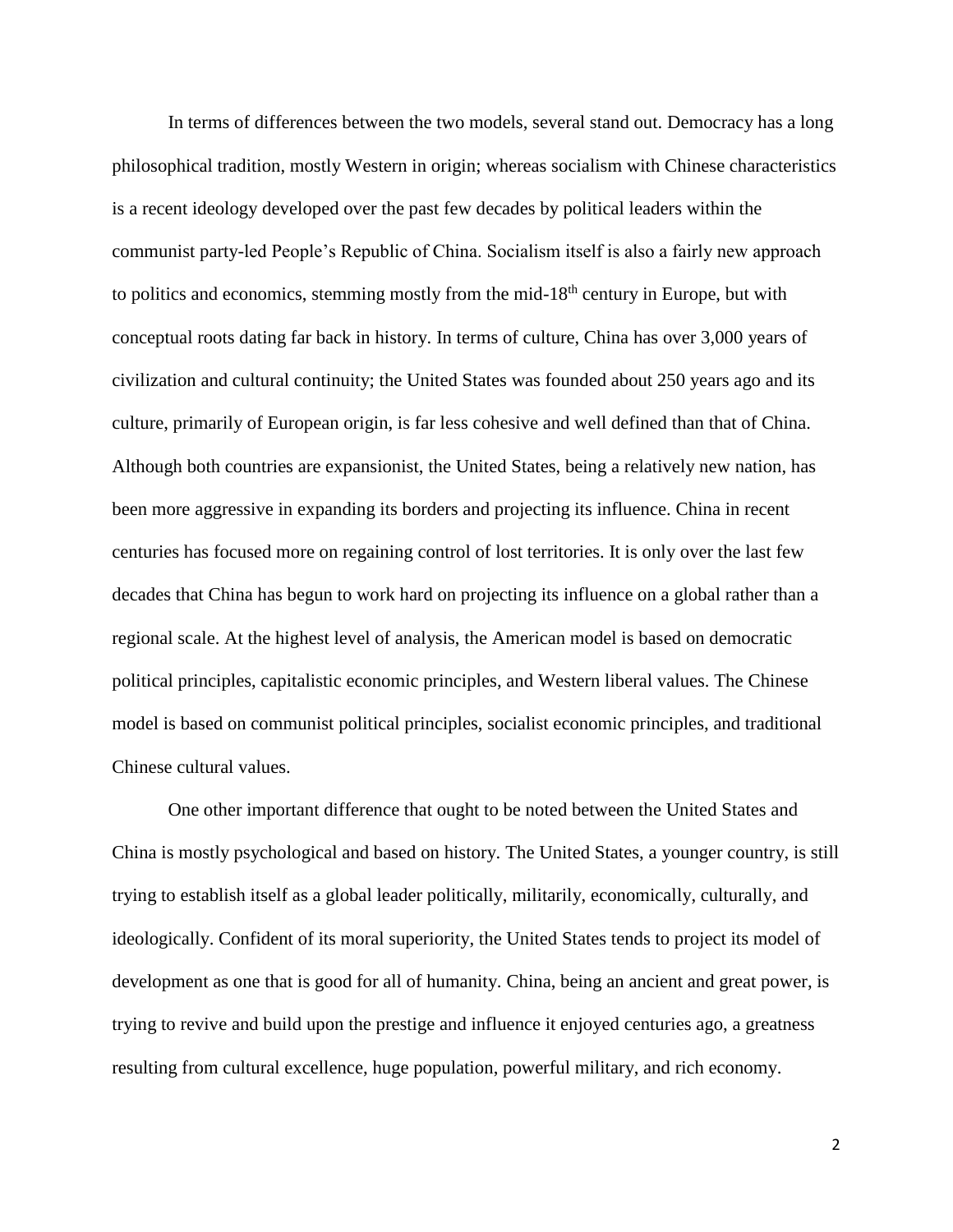In terms of differences between the two models, several stand out. Democracy has a long philosophical tradition, mostly Western in origin; whereas socialism with Chinese characteristics is a recent ideology developed over the past few decades by political leaders within the communist party-led People's Republic of China. Socialism itself is also a fairly new approach to politics and economics, stemming mostly from the mid-18th century in Europe, but with conceptual roots dating far back in history. In terms of culture, China has over 3,000 years of civilization and cultural continuity; the United States was founded about 250 years ago and its culture, primarily of European origin, is far less cohesive and well defined than that of China. Although both countries are expansionist, the United States, being a relatively new nation, has been more aggressive in expanding its borders and projecting its influence. China in recent centuries has focused more on regaining control of lost territories. It is only over the last few decades that China has begun to work hard on projecting its influence on a global rather than a regional scale. At the highest level of analysis, the American model is based on democratic political principles, capitalistic economic principles, and Western liberal values. The Chinese model is based on communist political principles, socialist economic principles, and traditional Chinese cultural values.

One other important difference that ought to be noted between the United States and China is mostly psychological and based on history. The United States, a younger country, is still trying to establish itself as a global leader politically, militarily, economically, culturally, and ideologically. Confident of its moral superiority, the United States tends to project its model of development as one that is good for all of humanity. China, being an ancient and great power, is trying to revive and build upon the prestige and influence it enjoyed centuries ago, a greatness resulting from cultural excellence, huge population, powerful military, and rich economy.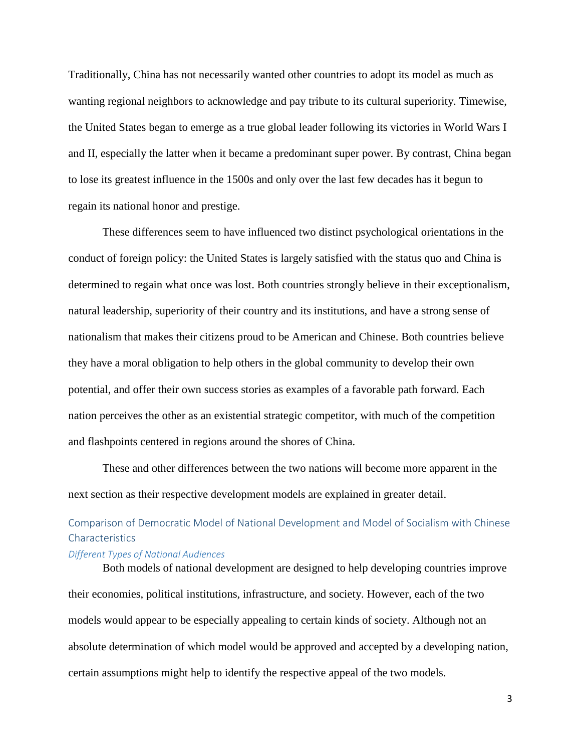Traditionally, China has not necessarily wanted other countries to adopt its model as much as wanting regional neighbors to acknowledge and pay tribute to its cultural superiority. Timewise, the United States began to emerge as a true global leader following its victories in World Wars I and II, especially the latter when it became a predominant super power. By contrast, China began to lose its greatest influence in the 1500s and only over the last few decades has it begun to regain its national honor and prestige.

These differences seem to have influenced two distinct psychological orientations in the conduct of foreign policy: the United States is largely satisfied with the status quo and China is determined to regain what once was lost. Both countries strongly believe in their exceptionalism, natural leadership, superiority of their country and its institutions, and have a strong sense of nationalism that makes their citizens proud to be American and Chinese. Both countries believe they have a moral obligation to help others in the global community to develop their own potential, and offer their own success stories as examples of a favorable path forward. Each nation perceives the other as an existential strategic competitor, with much of the competition and flashpoints centered in regions around the shores of China.

These and other differences between the two nations will become more apparent in the next section as their respective development models are explained in greater detail.

## Comparison of Democratic Model of National Development and Model of Socialism with Chinese Characteristics

### *Different Types of National Audiences*

Both models of national development are designed to help developing countries improve their economies, political institutions, infrastructure, and society. However, each of the two models would appear to be especially appealing to certain kinds of society. Although not an absolute determination of which model would be approved and accepted by a developing nation, certain assumptions might help to identify the respective appeal of the two models.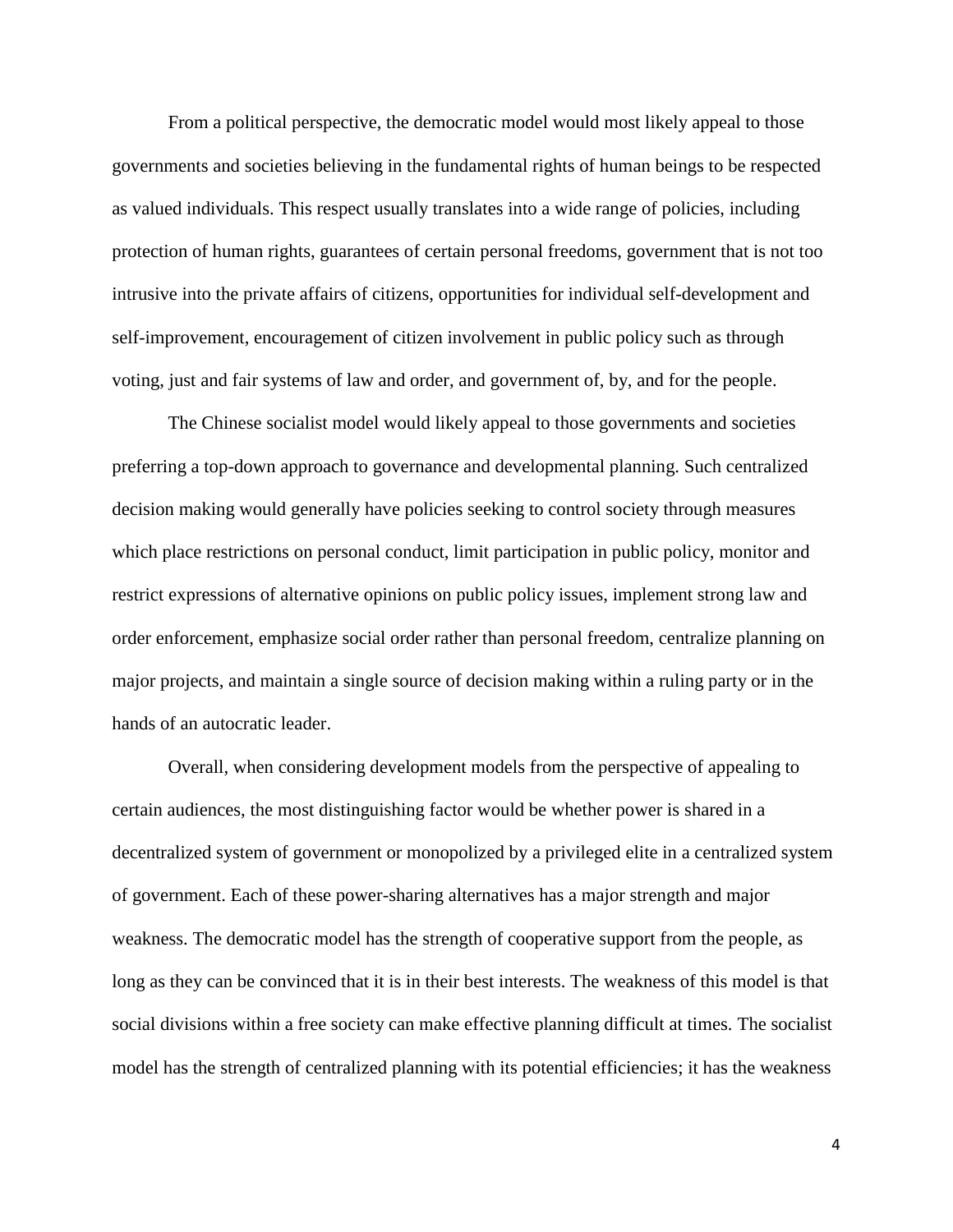From a political perspective, the democratic model would most likely appeal to those governments and societies believing in the fundamental rights of human beings to be respected as valued individuals. This respect usually translates into a wide range of policies, including protection of human rights, guarantees of certain personal freedoms, government that is not too intrusive into the private affairs of citizens, opportunities for individual self-development and self-improvement, encouragement of citizen involvement in public policy such as through voting, just and fair systems of law and order, and government of, by, and for the people.

The Chinese socialist model would likely appeal to those governments and societies preferring a top-down approach to governance and developmental planning. Such centralized decision making would generally have policies seeking to control society through measures which place restrictions on personal conduct, limit participation in public policy, monitor and restrict expressions of alternative opinions on public policy issues, implement strong law and order enforcement, emphasize social order rather than personal freedom, centralize planning on major projects, and maintain a single source of decision making within a ruling party or in the hands of an autocratic leader.

Overall, when considering development models from the perspective of appealing to certain audiences, the most distinguishing factor would be whether power is shared in a decentralized system of government or monopolized by a privileged elite in a centralized system of government. Each of these power-sharing alternatives has a major strength and major weakness. The democratic model has the strength of cooperative support from the people, as long as they can be convinced that it is in their best interests. The weakness of this model is that social divisions within a free society can make effective planning difficult at times. The socialist model has the strength of centralized planning with its potential efficiencies; it has the weakness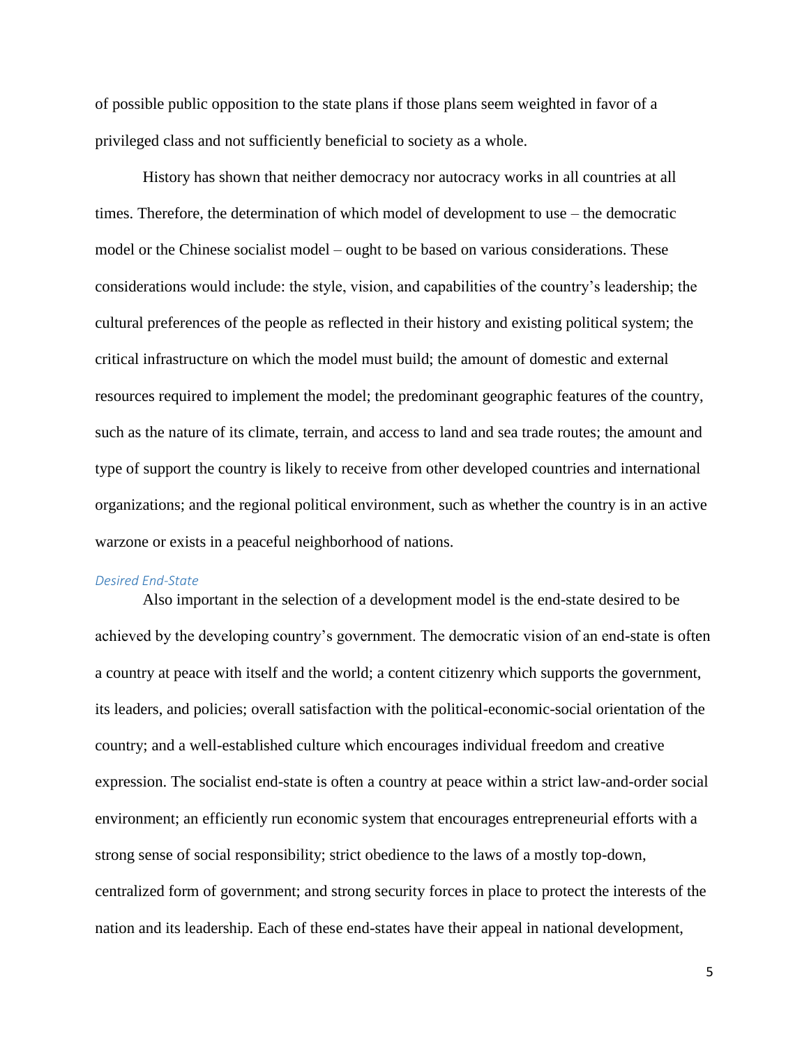of possible public opposition to the state plans if those plans seem weighted in favor of a privileged class and not sufficiently beneficial to society as a whole.

History has shown that neither democracy nor autocracy works in all countries at all times. Therefore, the determination of which model of development to use – the democratic model or the Chinese socialist model – ought to be based on various considerations. These considerations would include: the style, vision, and capabilities of the country's leadership; the cultural preferences of the people as reflected in their history and existing political system; the critical infrastructure on which the model must build; the amount of domestic and external resources required to implement the model; the predominant geographic features of the country, such as the nature of its climate, terrain, and access to land and sea trade routes; the amount and type of support the country is likely to receive from other developed countries and international organizations; and the regional political environment, such as whether the country is in an active warzone or exists in a peaceful neighborhood of nations.

### *Desired End-State*

Also important in the selection of a development model is the end-state desired to be achieved by the developing country's government. The democratic vision of an end-state is often a country at peace with itself and the world; a content citizenry which supports the government, its leaders, and policies; overall satisfaction with the political-economic-social orientation of the country; and a well-established culture which encourages individual freedom and creative expression. The socialist end-state is often a country at peace within a strict law-and-order social environment; an efficiently run economic system that encourages entrepreneurial efforts with a strong sense of social responsibility; strict obedience to the laws of a mostly top-down, centralized form of government; and strong security forces in place to protect the interests of the nation and its leadership. Each of these end-states have their appeal in national development,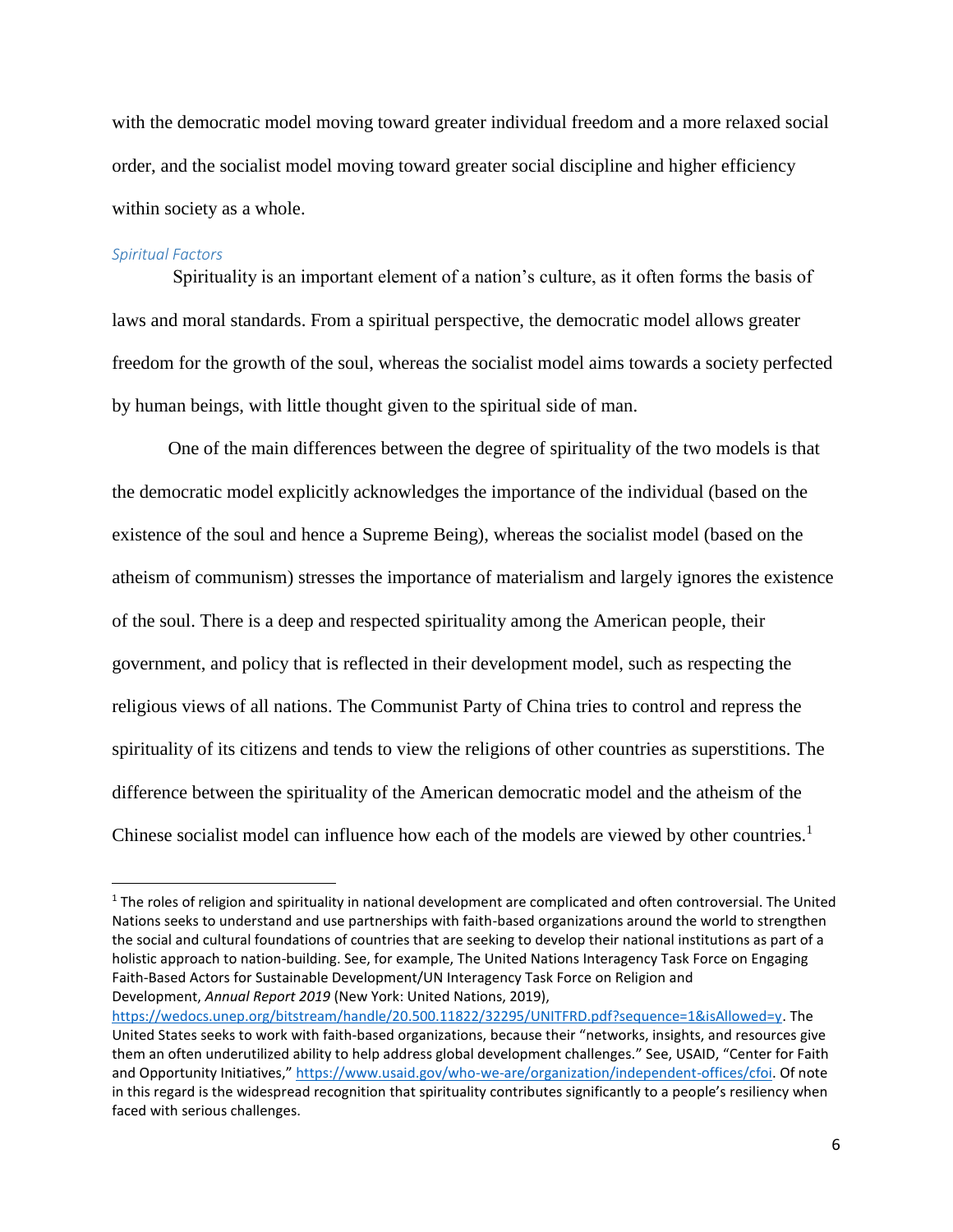with the democratic model moving toward greater individual freedom and a more relaxed social order, and the socialist model moving toward greater social discipline and higher efficiency within society as a whole.

### *Spiritual Factors*

Spirituality is an important element of a nation's culture, as it often forms the basis of laws and moral standards. From a spiritual perspective, the democratic model allows greater freedom for the growth of the soul, whereas the socialist model aims towards a society perfected by human beings, with little thought given to the spiritual side of man.

One of the main differences between the degree of spirituality of the two models is that the democratic model explicitly acknowledges the importance of the individual (based on the existence of the soul and hence a Supreme Being), whereas the socialist model (based on the atheism of communism) stresses the importance of materialism and largely ignores the existence of the soul. There is a deep and respected spirituality among the American people, their government, and policy that is reflected in their development model, such as respecting the religious views of all nations. The Communist Party of China tries to control and repress the spirituality of its citizens and tends to view the religions of other countries as superstitions. The difference between the spirituality of the American democratic model and the atheism of the Chinese socialist model can influence how each of the models are viewed by other countries.[1]

---

[1] The roles of religion and spirituality in national development are complicated and often controversial. The United Nations seeks to understand and use partnerships with faith-based organizations around the world to strengthen the social and cultural foundations of countries that are seeking to develop their national institutions as part of a holistic approach to nation-building. See, for example, The United Nations Interagency Task Force on Engaging Faith-Based Actors for Sustainable Development/UN Interagency Task Force on Religion and Development, *Annual Report 2019* (New York: United Nations, 2019), https://wedocs.unep.org/bitstream/handle/20.500.11822/32295/UNITFRD.pdf?sequence=1&isAllowed=y. The United States seeks to work with faith-based organizations, because their "networks, insights, and resources give them an often underutilized ability to help address global development challenges." See, USAID, "Center for Faith and Opportunity Initiatives," https://www.usaid.gov/who-we-are/organization/independent-offices/cfoi. Of note in this regard is the widespread recognition that spirituality contributes significantly to a people's resiliency when faced with serious challenges.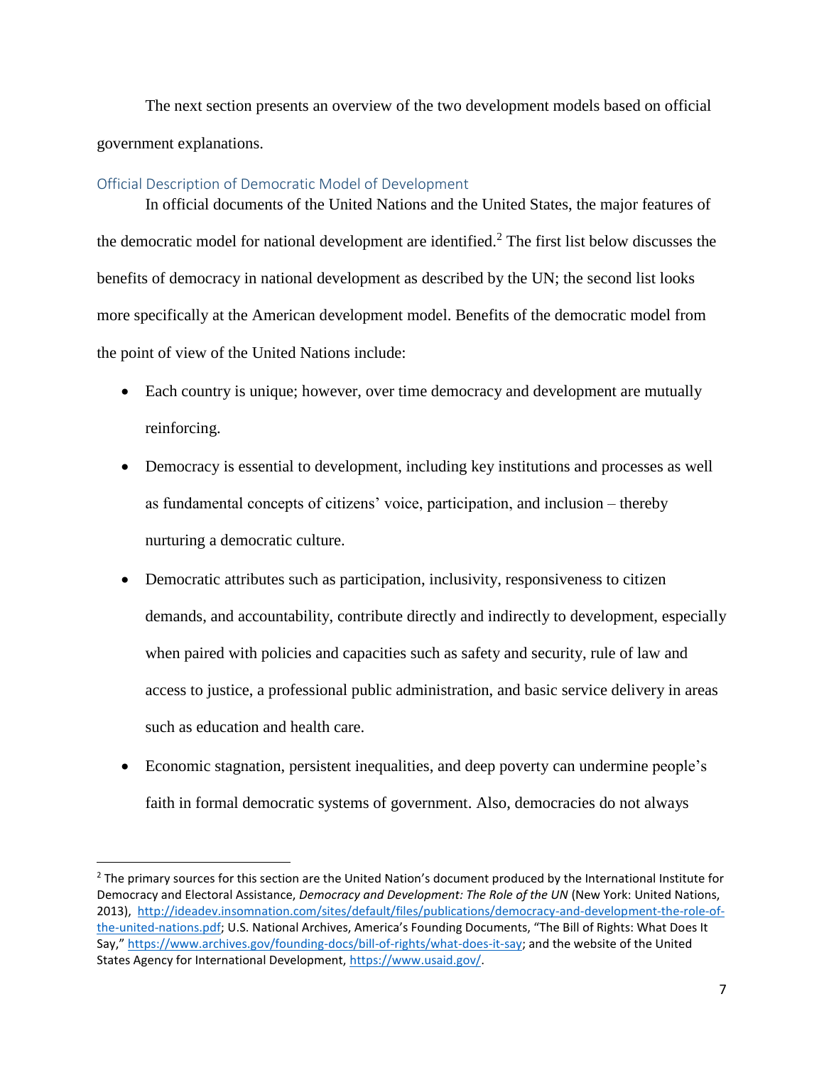The next section presents an overview of the two development models based on official government explanations.

### Official Description of Democratic Model of Development

In official documents of the United Nations and the United States, the major features of the democratic model for national development are identified.[2] The first list below discusses the benefits of democracy in national development as described by the UN; the second list looks more specifically at the American development model. Benefits of the democratic model from the point of view of the United Nations include:

- Each country is unique; however, over time democracy and development are mutually reinforcing.
- Democracy is essential to development, including key institutions and processes as well as fundamental concepts of citizens' voice, participation, and inclusion – thereby nurturing a democratic culture.
- Democratic attributes such as participation, inclusivity, responsiveness to citizen demands, and accountability, contribute directly and indirectly to development, especially when paired with policies and capacities such as safety and security, rule of law and access to justice, a professional public administration, and basic service delivery in areas such as education and health care.
- Economic stagnation, persistent inequalities, and deep poverty can undermine people's faith in formal democratic systems of government. Also, democracies do not always

---

[2] The primary sources for this section are the United Nation's document produced by the International Institute for Democracy and Electoral Assistance, *Democracy and Development: The Role of the UN* (New York: United Nations, 2013), http://ideadev.insomnation.com/sites/default/files/publications/democracy-and-development-the-role-of-the-united-nations.pdf; U.S. National Archives, America's Founding Documents, "The Bill of Rights: What Does It Say," https://www.archives.gov/founding-docs/bill-of-rights/what-does-it-say; and the website of the United States Agency for International Development, https://www.usaid.gov/.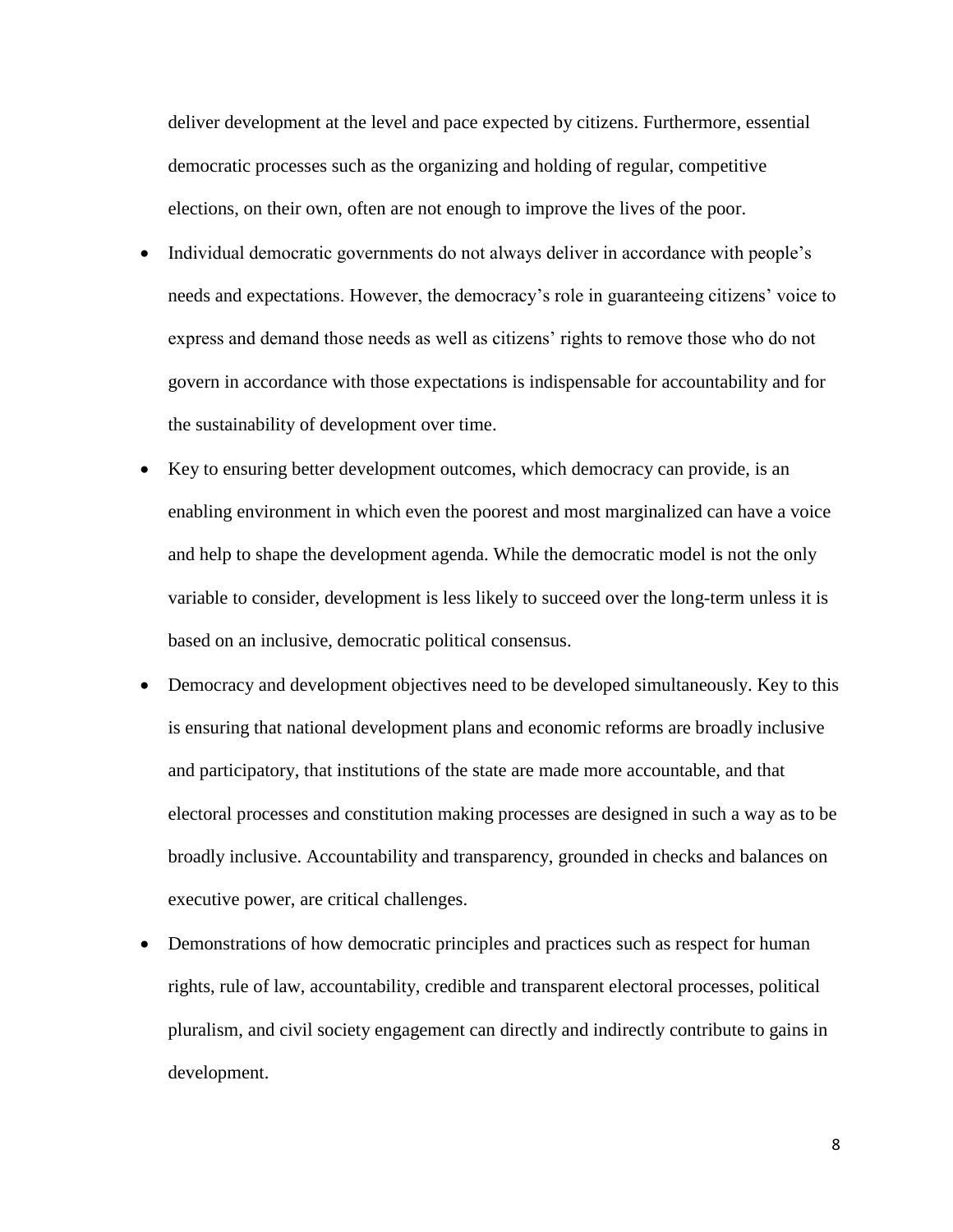deliver development at the level and pace expected by citizens. Furthermore, essential democratic processes such as the organizing and holding of regular, competitive elections, on their own, often are not enough to improve the lives of the poor.

- Individual democratic governments do not always deliver in accordance with people's needs and expectations. However, the democracy's role in guaranteeing citizens' voice to express and demand those needs as well as citizens' rights to remove those who do not govern in accordance with those expectations is indispensable for accountability and for the sustainability of development over time.
- Key to ensuring better development outcomes, which democracy can provide, is an enabling environment in which even the poorest and most marginalized can have a voice and help to shape the development agenda. While the democratic model is not the only variable to consider, development is less likely to succeed over the long-term unless it is based on an inclusive, democratic political consensus.
- Democracy and development objectives need to be developed simultaneously. Key to this is ensuring that national development plans and economic reforms are broadly inclusive and participatory, that institutions of the state are made more accountable, and that electoral processes and constitution making processes are designed in such a way as to be broadly inclusive. Accountability and transparency, grounded in checks and balances on executive power, are critical challenges.
- Demonstrations of how democratic principles and practices such as respect for human rights, rule of law, accountability, credible and transparent electoral processes, political pluralism, and civil society engagement can directly and indirectly contribute to gains in development.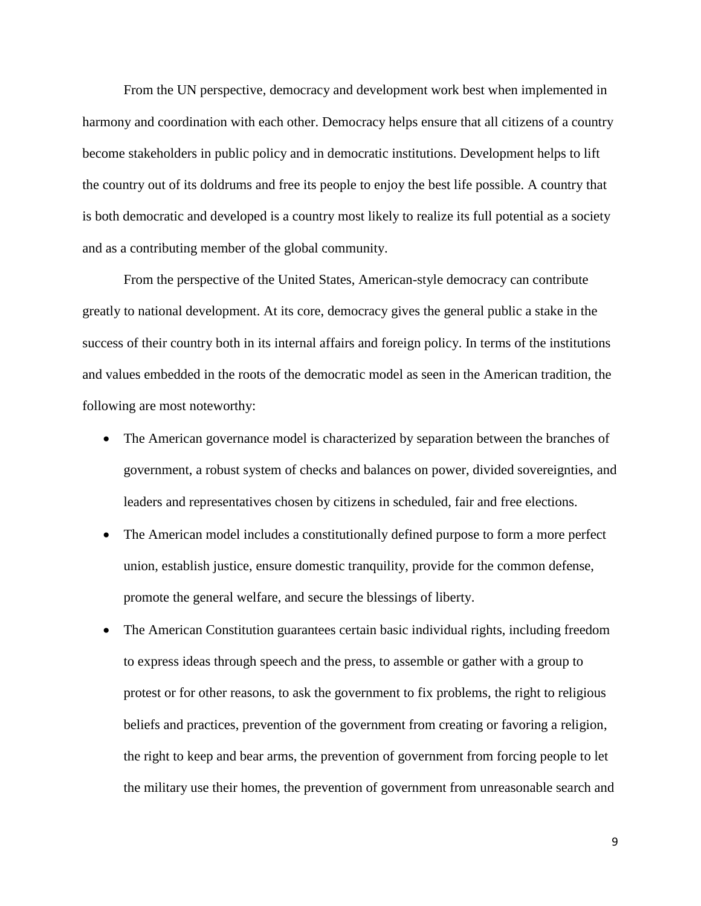From the UN perspective, democracy and development work best when implemented in harmony and coordination with each other. Democracy helps ensure that all citizens of a country become stakeholders in public policy and in democratic institutions. Development helps to lift the country out of its doldrums and free its people to enjoy the best life possible. A country that is both democratic and developed is a country most likely to realize its full potential as a society and as a contributing member of the global community.

From the perspective of the United States, American-style democracy can contribute greatly to national development. At its core, democracy gives the general public a stake in the success of their country both in its internal affairs and foreign policy. In terms of the institutions and values embedded in the roots of the democratic model as seen in the American tradition, the following are most noteworthy:

- The American governance model is characterized by separation between the branches of government, a robust system of checks and balances on power, divided sovereignties, and leaders and representatives chosen by citizens in scheduled, fair and free elections.
- The American model includes a constitutionally defined purpose to form a more perfect union, establish justice, ensure domestic tranquility, provide for the common defense, promote the general welfare, and secure the blessings of liberty.
- The American Constitution guarantees certain basic individual rights, including freedom to express ideas through speech and the press, to assemble or gather with a group to protest or for other reasons, to ask the government to fix problems, the right to religious beliefs and practices, prevention of the government from creating or favoring a religion, the right to keep and bear arms, the prevention of government from forcing people to let the military use their homes, the prevention of government from unreasonable search and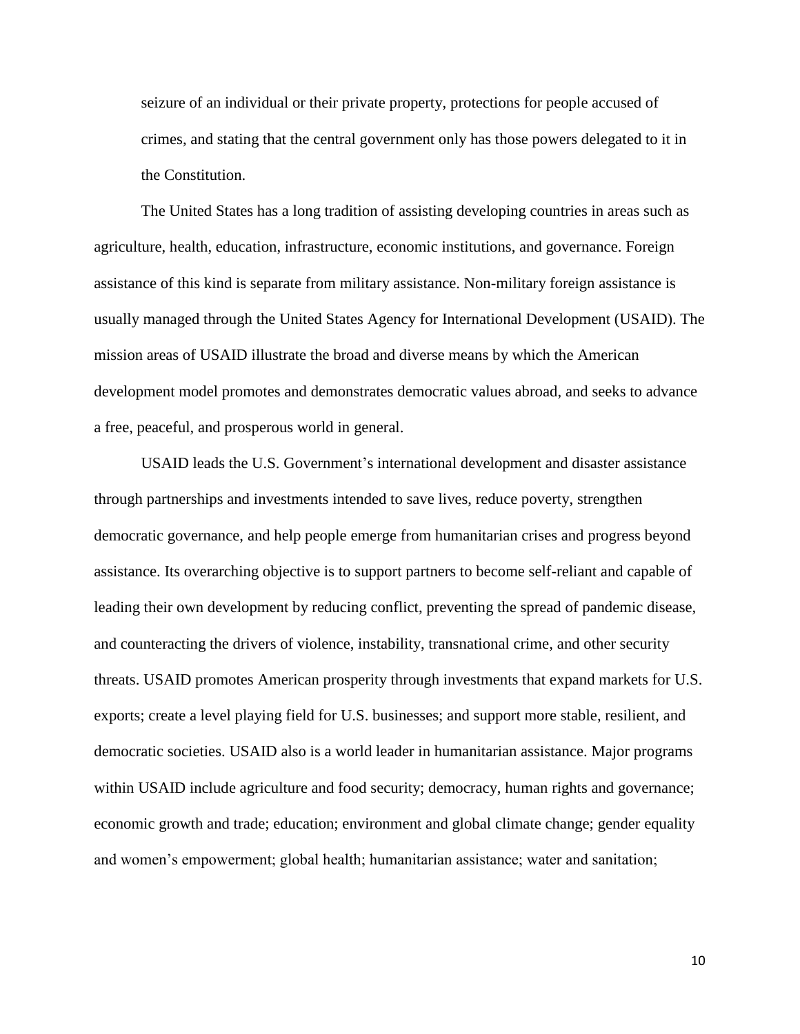seizure of an individual or their private property, protections for people accused of crimes, and stating that the central government only has those powers delegated to it in the Constitution.

The United States has a long tradition of assisting developing countries in areas such as agriculture, health, education, infrastructure, economic institutions, and governance. Foreign assistance of this kind is separate from military assistance. Non-military foreign assistance is usually managed through the United States Agency for International Development (USAID). The mission areas of USAID illustrate the broad and diverse means by which the American development model promotes and demonstrates democratic values abroad, and seeks to advance a free, peaceful, and prosperous world in general.

USAID leads the U.S. Government's international development and disaster assistance through partnerships and investments intended to save lives, reduce poverty, strengthen democratic governance, and help people emerge from humanitarian crises and progress beyond assistance. Its overarching objective is to support partners to become self-reliant and capable of leading their own development by reducing conflict, preventing the spread of pandemic disease, and counteracting the drivers of violence, instability, transnational crime, and other security threats. USAID promotes American prosperity through investments that expand markets for U.S. exports; create a level playing field for U.S. businesses; and support more stable, resilient, and democratic societies. USAID also is a world leader in humanitarian assistance. Major programs within USAID include agriculture and food security; democracy, human rights and governance; economic growth and trade; education; environment and global climate change; gender equality and women's empowerment; global health; humanitarian assistance; water and sanitation;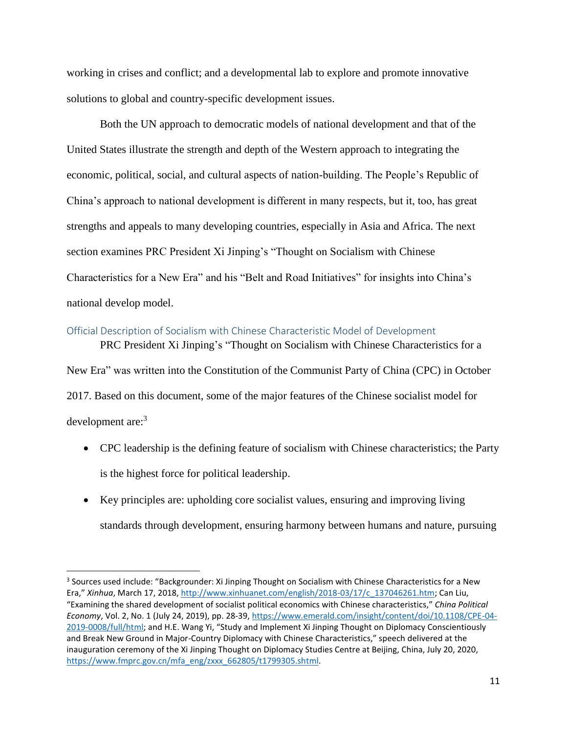working in crises and conflict; and a developmental lab to explore and promote innovative solutions to global and country-specific development issues.

Both the UN approach to democratic models of national development and that of the United States illustrate the strength and depth of the Western approach to integrating the economic, political, social, and cultural aspects of nation-building. The People's Republic of China's approach to national development is different in many respects, but it, too, has great strengths and appeals to many developing countries, especially in Asia and Africa. The next section examines PRC President Xi Jinping's "Thought on Socialism with Chinese Characteristics for a New Era" and his "Belt and Road Initiatives" for insights into China's national develop model.

## Official Description of Socialism with Chinese Characteristic Model of Development

PRC President Xi Jinping's "Thought on Socialism with Chinese Characteristics for a New Era" was written into the Constitution of the Communist Party of China (CPC) in October 2017. Based on this document, some of the major features of the Chinese socialist model for development are:[3]

- CPC leadership is the defining feature of socialism with Chinese characteristics; the Party is the highest force for political leadership.
- Key principles are: upholding core socialist values, ensuring and improving living standards through development, ensuring harmony between humans and nature, pursuing

---

[3] Sources used include: "Backgrounder: Xi Jinping Thought on Socialism with Chinese Characteristics for a New Era," *Xinhua*, March 17, 2018, http://www.xinhuanet.com/english/2018-03/17/c_137046261.htm; Can Liu, "Examining the shared development of socialist political economics with Chinese characteristics," *China Political Economy*, Vol. 2, No. 1 (July 24, 2019), pp. 28-39, https://www.emerald.com/insight/content/doi/10.1108/CPE-04-2019-0008/full/html; and H.E. Wang Yi, "Study and Implement Xi Jinping Thought on Diplomacy Conscientiously and Break New Ground in Major-Country Diplomacy with Chinese Characteristics," speech delivered at the inauguration ceremony of the Xi Jinping Thought on Diplomacy Studies Centre at Beijing, China, July 20, 2020, https://www.fmprc.gov.cn/mfa_eng/zxxx_662805/t1799305.shtml.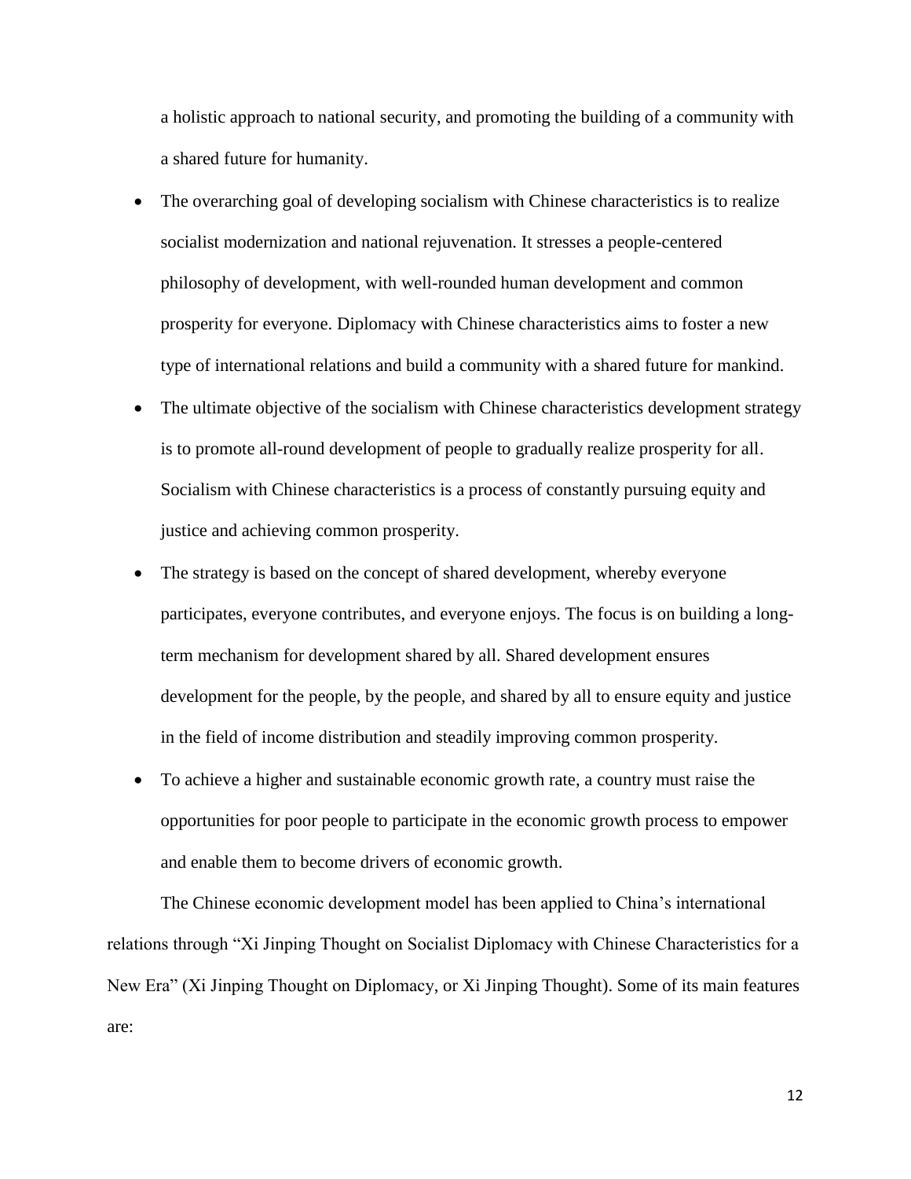a holistic approach to national security, and promoting the building of a community with a shared future for humanity.

- The overarching goal of developing socialism with Chinese characteristics is to realize socialist modernization and national rejuvenation. It stresses a people-centered philosophy of development, with well-rounded human development and common prosperity for everyone. Diplomacy with Chinese characteristics aims to foster a new type of international relations and build a community with a shared future for mankind.
- The ultimate objective of the socialism with Chinese characteristics development strategy is to promote all-round development of people to gradually realize prosperity for all. Socialism with Chinese characteristics is a process of constantly pursuing equity and justice and achieving common prosperity.
- The strategy is based on the concept of shared development, whereby everyone participates, everyone contributes, and everyone enjoys. The focus is on building a long-term mechanism for development shared by all. Shared development ensures development for the people, by the people, and shared by all to ensure equity and justice in the field of income distribution and steadily improving common prosperity.
- To achieve a higher and sustainable economic growth rate, a country must raise the opportunities for poor people to participate in the economic growth process to empower and enable them to become drivers of economic growth.

The Chinese economic development model has been applied to China's international relations through "Xi Jinping Thought on Socialist Diplomacy with Chinese Characteristics for a New Era" (Xi Jinping Thought on Diplomacy, or Xi Jinping Thought). Some of its main features are: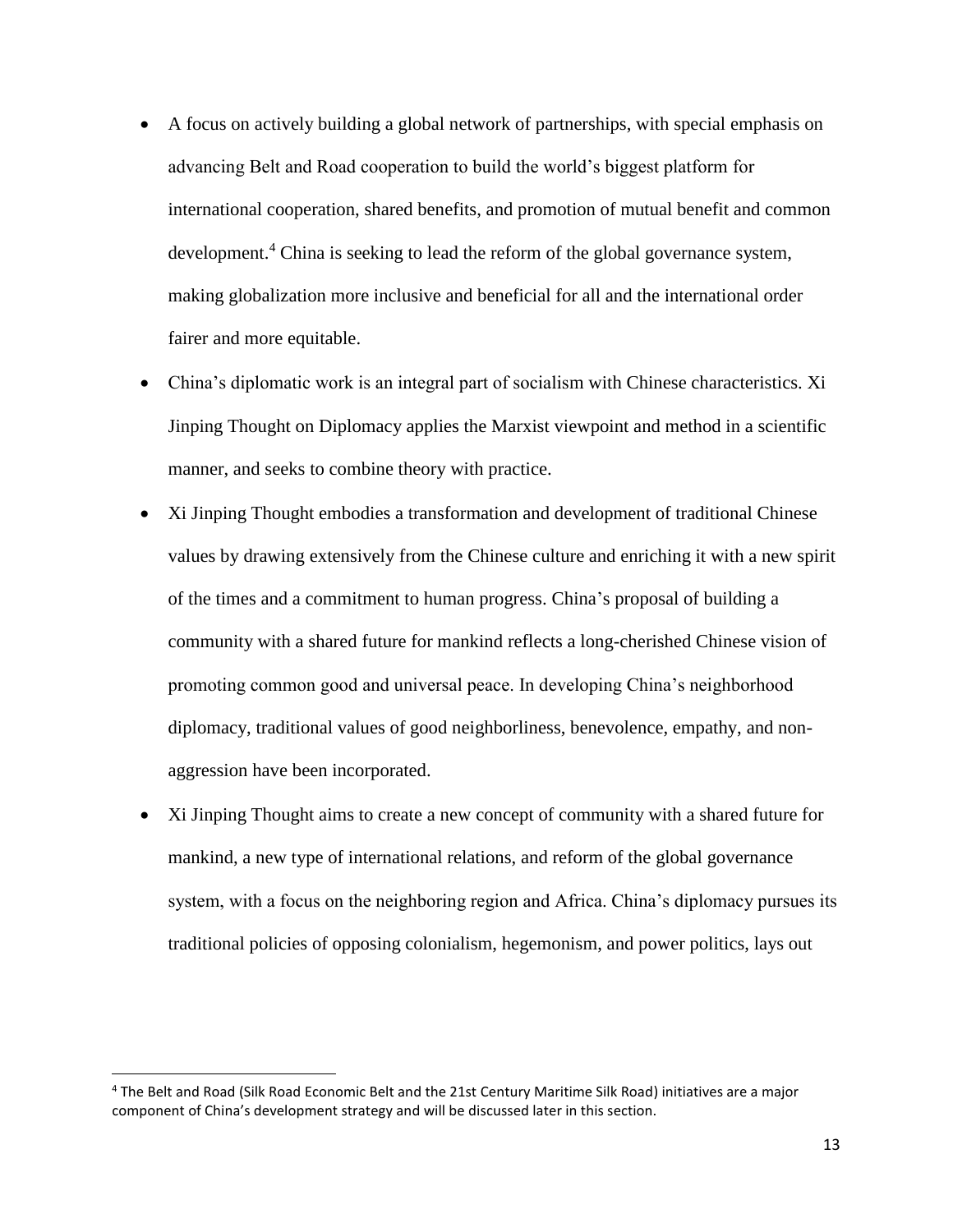- A focus on actively building a global network of partnerships, with special emphasis on advancing Belt and Road cooperation to build the world's biggest platform for international cooperation, shared benefits, and promotion of mutual benefit and common development.[4] China is seeking to lead the reform of the global governance system, making globalization more inclusive and beneficial for all and the international order fairer and more equitable.
- China's diplomatic work is an integral part of socialism with Chinese characteristics. Xi Jinping Thought on Diplomacy applies the Marxist viewpoint and method in a scientific manner, and seeks to combine theory with practice.
- Xi Jinping Thought embodies a transformation and development of traditional Chinese values by drawing extensively from the Chinese culture and enriching it with a new spirit of the times and a commitment to human progress. China's proposal of building a community with a shared future for mankind reflects a long-cherished Chinese vision of promoting common good and universal peace. In developing China's neighborhood diplomacy, traditional values of good neighborliness, benevolence, empathy, and non-aggression have been incorporated.
- Xi Jinping Thought aims to create a new concept of community with a shared future for mankind, a new type of international relations, and reform of the global governance system, with a focus on the neighboring region and Africa. China's diplomacy pursues its traditional policies of opposing colonialism, hegemonism, and power politics, lays out

[4] The Belt and Road (Silk Road Economic Belt and the 21st Century Maritime Silk Road) initiatives are a major component of China's development strategy and will be discussed later in this section.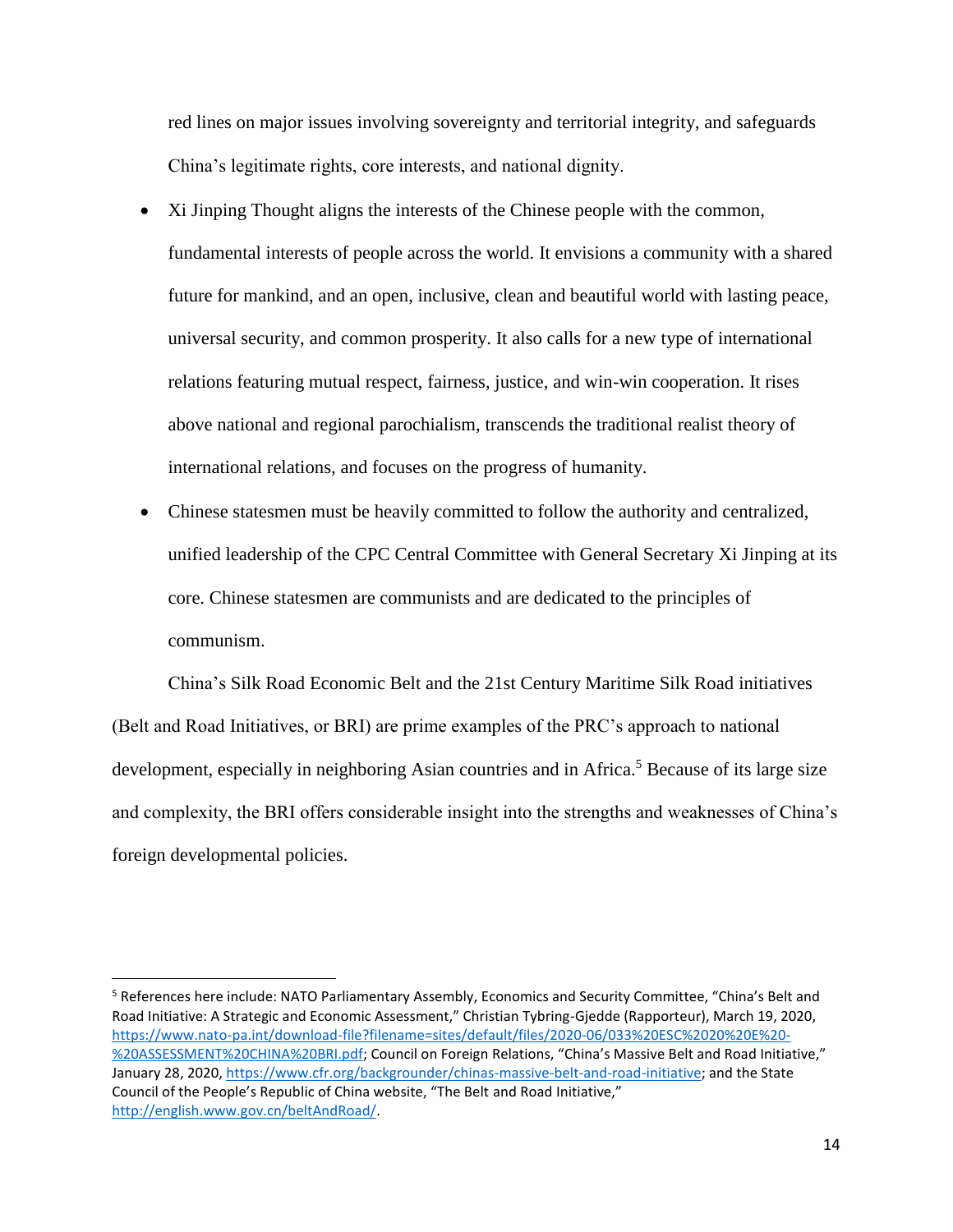red lines on major issues involving sovereignty and territorial integrity, and safeguards China's legitimate rights, core interests, and national dignity.

- Xi Jinping Thought aligns the interests of the Chinese people with the common, fundamental interests of people across the world. It envisions a community with a shared future for mankind, and an open, inclusive, clean and beautiful world with lasting peace, universal security, and common prosperity. It also calls for a new type of international relations featuring mutual respect, fairness, justice, and win-win cooperation. It rises above national and regional parochialism, transcends the traditional realist theory of international relations, and focuses on the progress of humanity.
- Chinese statesmen must be heavily committed to follow the authority and centralized, unified leadership of the CPC Central Committee with General Secretary Xi Jinping at its core. Chinese statesmen are communists and are dedicated to the principles of communism.

China's Silk Road Economic Belt and the 21st Century Maritime Silk Road initiatives (Belt and Road Initiatives, or BRI) are prime examples of the PRC's approach to national development, especially in neighboring Asian countries and in Africa.[5] Because of its large size and complexity, the BRI offers considerable insight into the strengths and weaknesses of China's foreign developmental policies.

---

[5] References here include: NATO Parliamentary Assembly, Economics and Security Committee, "China's Belt and Road Initiative: A Strategic and Economic Assessment," Christian Tybring-Gjedde (Rapporteur), March 19, 2020, https://www.nato-pa.int/download-file?filename=sites/default/files/2020-06/033%20ESC%2020%20E%20-%20ASSESSMENT%20CHINA%20BRI.pdf; Council on Foreign Relations, "China's Massive Belt and Road Initiative," January 28, 2020, https://www.cfr.org/backgrounder/chinas-massive-belt-and-road-initiative; and the State Council of the People's Republic of China website, "The Belt and Road Initiative," http://english.www.gov.cn/beltAndRoad/.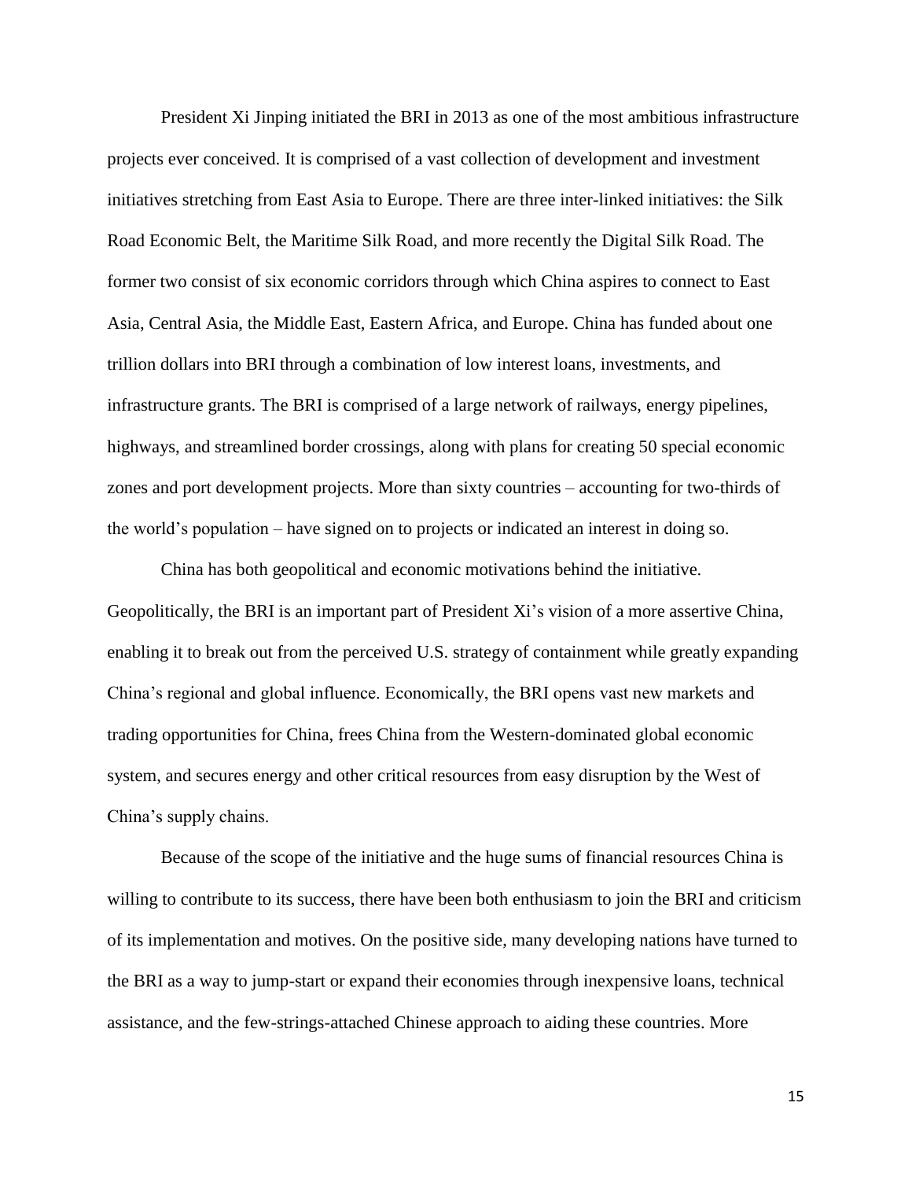President Xi Jinping initiated the BRI in 2013 as one of the most ambitious infrastructure projects ever conceived. It is comprised of a vast collection of development and investment initiatives stretching from East Asia to Europe. There are three inter-linked initiatives: the Silk Road Economic Belt, the Maritime Silk Road, and more recently the Digital Silk Road. The former two consist of six economic corridors through which China aspires to connect to East Asia, Central Asia, the Middle East, Eastern Africa, and Europe. China has funded about one trillion dollars into BRI through a combination of low interest loans, investments, and infrastructure grants. The BRI is comprised of a large network of railways, energy pipelines, highways, and streamlined border crossings, along with plans for creating 50 special economic zones and port development projects. More than sixty countries – accounting for two-thirds of the world's population – have signed on to projects or indicated an interest in doing so.

China has both geopolitical and economic motivations behind the initiative. Geopolitically, the BRI is an important part of President Xi's vision of a more assertive China, enabling it to break out from the perceived U.S. strategy of containment while greatly expanding China's regional and global influence. Economically, the BRI opens vast new markets and trading opportunities for China, frees China from the Western-dominated global economic system, and secures energy and other critical resources from easy disruption by the West of China's supply chains.

Because of the scope of the initiative and the huge sums of financial resources China is willing to contribute to its success, there have been both enthusiasm to join the BRI and criticism of its implementation and motives. On the positive side, many developing nations have turned to the BRI as a way to jump-start or expand their economies through inexpensive loans, technical assistance, and the few-strings-attached Chinese approach to aiding these countries. More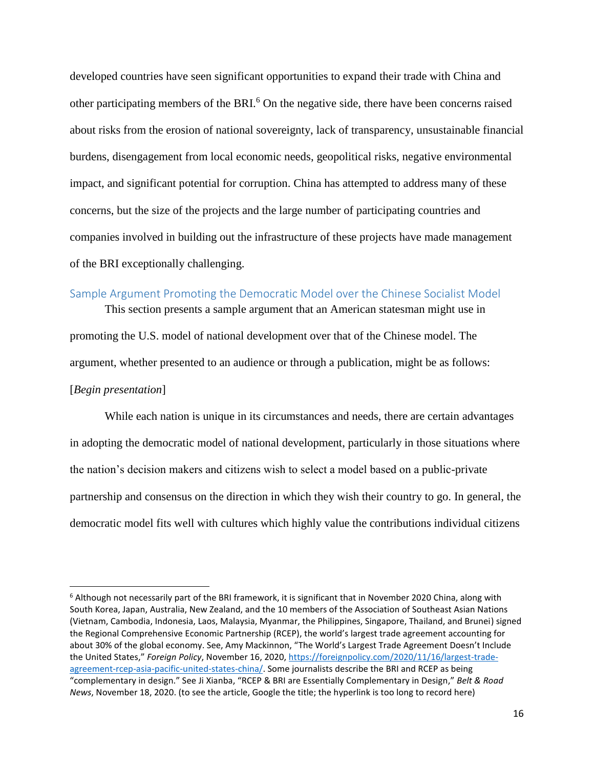developed countries have seen significant opportunities to expand their trade with China and other participating members of the BRI.[6] On the negative side, there have been concerns raised about risks from the erosion of national sovereignty, lack of transparency, unsustainable financial burdens, disengagement from local economic needs, geopolitical risks, negative environmental impact, and significant potential for corruption. China has attempted to address many of these concerns, but the size of the projects and the large number of participating countries and companies involved in building out the infrastructure of these projects have made management of the BRI exceptionally challenging.

## Sample Argument Promoting the Democratic Model over the Chinese Socialist Model

This section presents a sample argument that an American statesman might use in promoting the U.S. model of national development over that of the Chinese model. The argument, whether presented to an audience or through a publication, might be as follows:

[*Begin presentation*]

While each nation is unique in its circumstances and needs, there are certain advantages in adopting the democratic model of national development, particularly in those situations where the nation's decision makers and citizens wish to select a model based on a public-private partnership and consensus on the direction in which they wish their country to go. In general, the democratic model fits well with cultures which highly value the contributions individual citizens

---

[6] Although not necessarily part of the BRI framework, it is significant that in November 2020 China, along with South Korea, Japan, Australia, New Zealand, and the 10 members of the Association of Southeast Asian Nations (Vietnam, Cambodia, Indonesia, Laos, Malaysia, Myanmar, the Philippines, Singapore, Thailand, and Brunei) signed the Regional Comprehensive Economic Partnership (RCEP), the world's largest trade agreement accounting for about 30% of the global economy. See, Amy Mackinnon, "The World's Largest Trade Agreement Doesn't Include the United States," *Foreign Policy*, November 16, 2020, https://foreignpolicy.com/2020/11/16/largest-trade-agreement-rcep-asia-pacific-united-states-china/. Some journalists describe the BRI and RCEP as being "complementary in design." See Ji Xianba, "RCEP & BRI are Essentially Complementary in Design," *Belt & Road News*, November 18, 2020. (to see the article, Google the title; the hyperlink is too long to record here)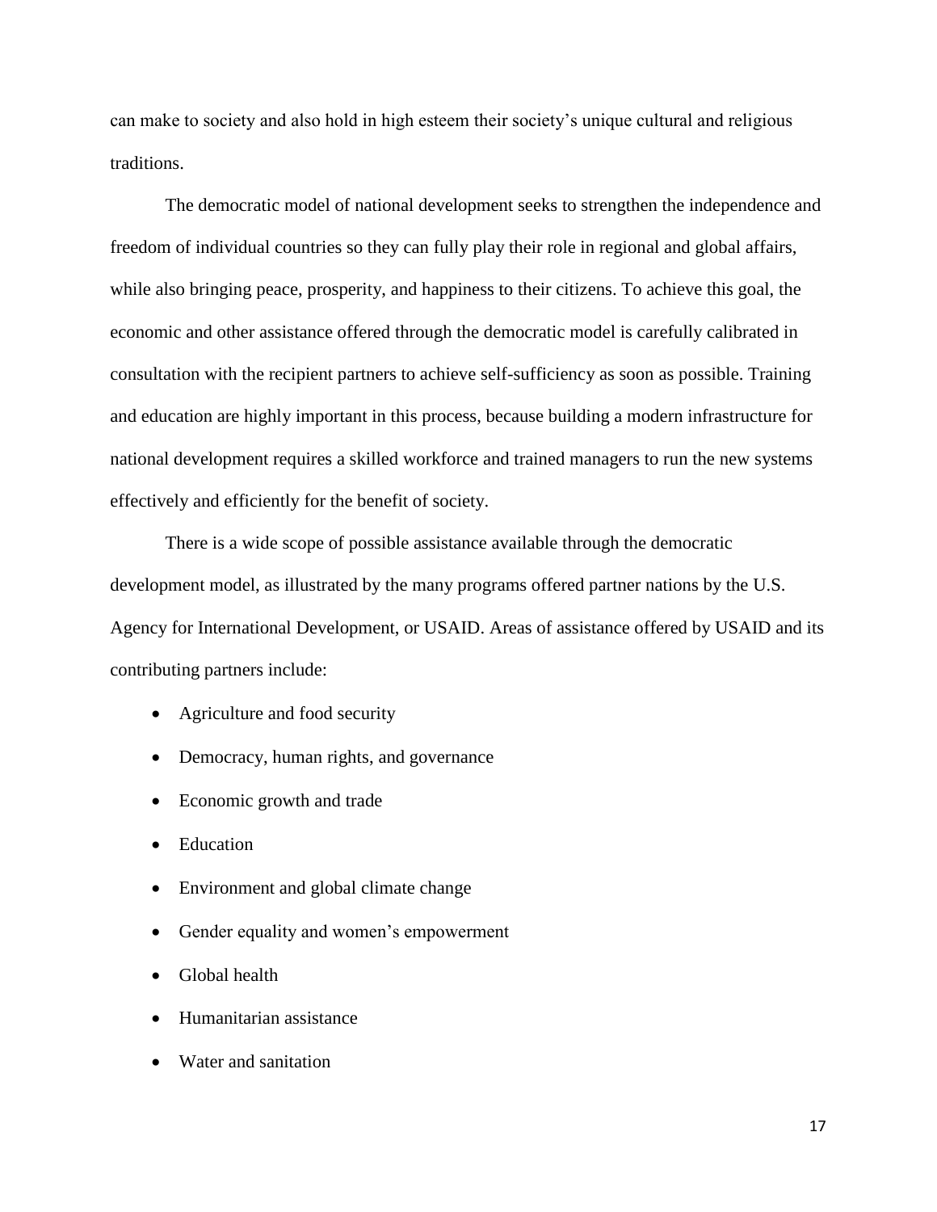can make to society and also hold in high esteem their society's unique cultural and religious traditions.

The democratic model of national development seeks to strengthen the independence and freedom of individual countries so they can fully play their role in regional and global affairs, while also bringing peace, prosperity, and happiness to their citizens. To achieve this goal, the economic and other assistance offered through the democratic model is carefully calibrated in consultation with the recipient partners to achieve self-sufficiency as soon as possible. Training and education are highly important in this process, because building a modern infrastructure for national development requires a skilled workforce and trained managers to run the new systems effectively and efficiently for the benefit of society.

There is a wide scope of possible assistance available through the democratic development model, as illustrated by the many programs offered partner nations by the U.S. Agency for International Development, or USAID. Areas of assistance offered by USAID and its contributing partners include:

- Agriculture and food security
- Democracy, human rights, and governance
- Economic growth and trade
- Education
- Environment and global climate change
- Gender equality and women's empowerment
- Global health
- Humanitarian assistance
- Water and sanitation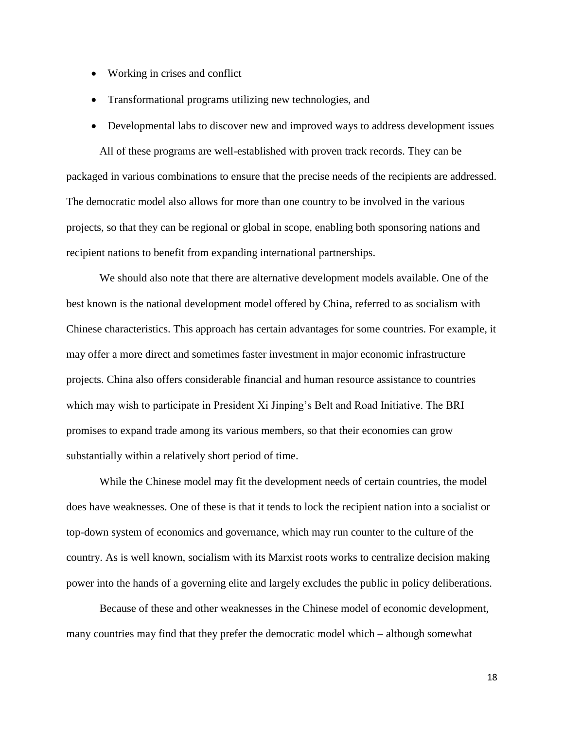- Working in crises and conflict
- Transformational programs utilizing new technologies, and
- Developmental labs to discover new and improved ways to address development issues

All of these programs are well-established with proven track records. They can be packaged in various combinations to ensure that the precise needs of the recipients are addressed. The democratic model also allows for more than one country to be involved in the various projects, so that they can be regional or global in scope, enabling both sponsoring nations and recipient nations to benefit from expanding international partnerships.

We should also note that there are alternative development models available. One of the best known is the national development model offered by China, referred to as socialism with Chinese characteristics. This approach has certain advantages for some countries. For example, it may offer a more direct and sometimes faster investment in major economic infrastructure projects. China also offers considerable financial and human resource assistance to countries which may wish to participate in President Xi Jinping's Belt and Road Initiative. The BRI promises to expand trade among its various members, so that their economies can grow substantially within a relatively short period of time.

While the Chinese model may fit the development needs of certain countries, the model does have weaknesses. One of these is that it tends to lock the recipient nation into a socialist or top-down system of economics and governance, which may run counter to the culture of the country. As is well known, socialism with its Marxist roots works to centralize decision making power into the hands of a governing elite and largely excludes the public in policy deliberations.

Because of these and other weaknesses in the Chinese model of economic development, many countries may find that they prefer the democratic model which – although somewhat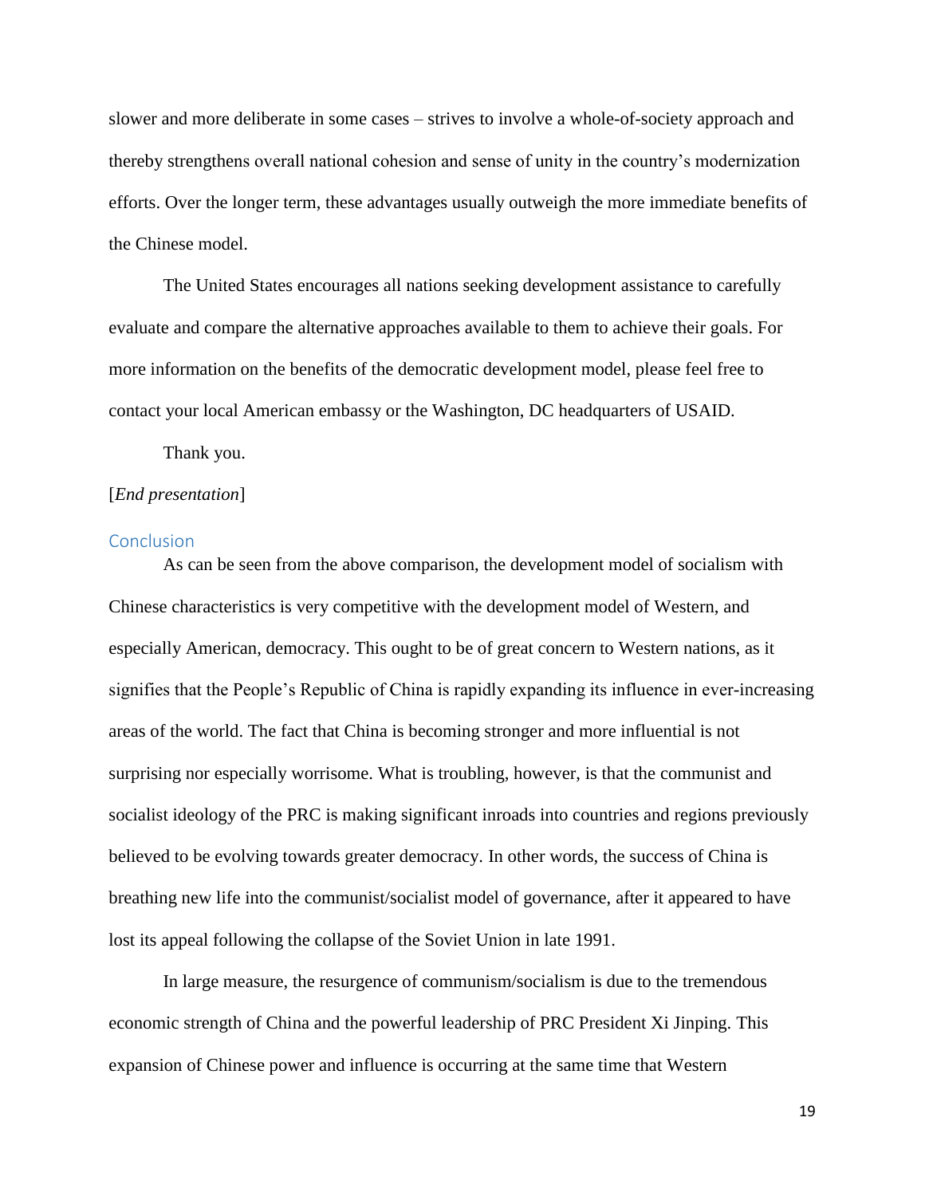slower and more deliberate in some cases – strives to involve a whole-of-society approach and thereby strengthens overall national cohesion and sense of unity in the country's modernization efforts. Over the longer term, these advantages usually outweigh the more immediate benefits of the Chinese model.

The United States encourages all nations seeking development assistance to carefully evaluate and compare the alternative approaches available to them to achieve their goals. For more information on the benefits of the democratic development model, please feel free to contact your local American embassy or the Washington, DC headquarters of USAID.

Thank you.

[*End presentation*]

## Conclusion

As can be seen from the above comparison, the development model of socialism with Chinese characteristics is very competitive with the development model of Western, and especially American, democracy. This ought to be of great concern to Western nations, as it signifies that the People's Republic of China is rapidly expanding its influence in ever-increasing areas of the world. The fact that China is becoming stronger and more influential is not surprising nor especially worrisome. What is troubling, however, is that the communist and socialist ideology of the PRC is making significant inroads into countries and regions previously believed to be evolving towards greater democracy. In other words, the success of China is breathing new life into the communist/socialist model of governance, after it appeared to have lost its appeal following the collapse of the Soviet Union in late 1991.

In large measure, the resurgence of communism/socialism is due to the tremendous economic strength of China and the powerful leadership of PRC President Xi Jinping. This expansion of Chinese power and influence is occurring at the same time that Western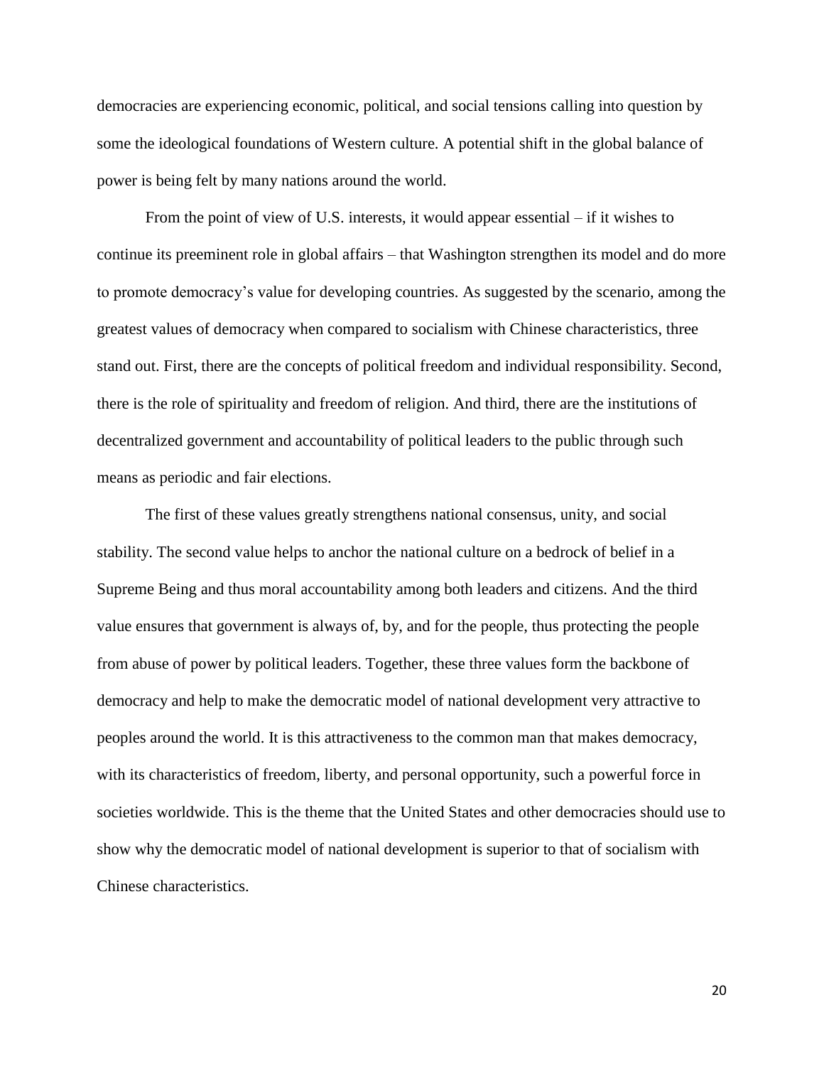democracies are experiencing economic, political, and social tensions calling into question by some the ideological foundations of Western culture. A potential shift in the global balance of power is being felt by many nations around the world.

From the point of view of U.S. interests, it would appear essential – if it wishes to continue its preeminent role in global affairs – that Washington strengthen its model and do more to promote democracy's value for developing countries. As suggested by the scenario, among the greatest values of democracy when compared to socialism with Chinese characteristics, three stand out. First, there are the concepts of political freedom and individual responsibility. Second, there is the role of spirituality and freedom of religion. And third, there are the institutions of decentralized government and accountability of political leaders to the public through such means as periodic and fair elections.

The first of these values greatly strengthens national consensus, unity, and social stability. The second value helps to anchor the national culture on a bedrock of belief in a Supreme Being and thus moral accountability among both leaders and citizens. And the third value ensures that government is always of, by, and for the people, thus protecting the people from abuse of power by political leaders. Together, these three values form the backbone of democracy and help to make the democratic model of national development very attractive to peoples around the world. It is this attractiveness to the common man that makes democracy, with its characteristics of freedom, liberty, and personal opportunity, such a powerful force in societies worldwide. This is the theme that the United States and other democracies should use to show why the democratic model of national development is superior to that of socialism with Chinese characteristics.